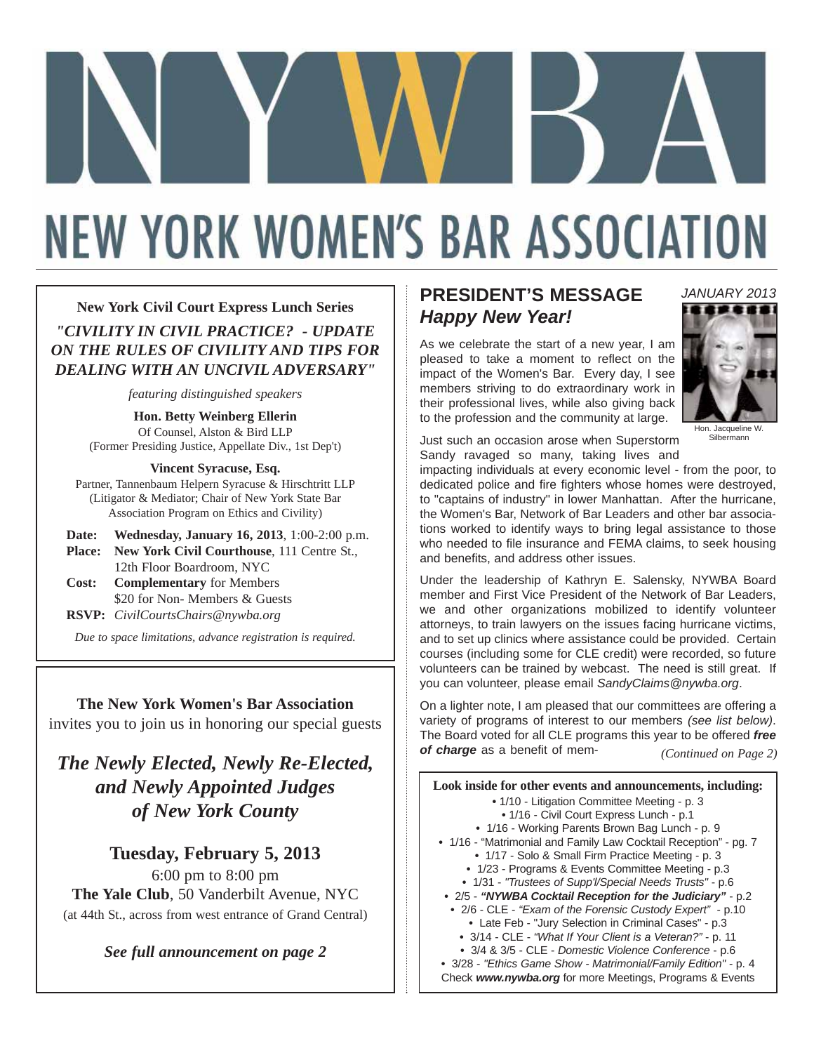# NYWBA

# NEW YORK WOMEN'S BAR ASSOCIATION

**New York Civil Court Express Lunch Series**

***"CIVILITY IN CIVIL PRACTICE? - UPDATE ON THE RULES OF CIVILITY AND TIPS FOR DEALING WITH AN UNCIVIL ADVERSARY"***

*featuring distinguished speakers*

**Hon. Betty Weinberg Ellerin**
Of Counsel, Alston & Bird LLP
(Former Presiding Justice, Appellate Div., 1st Dep't)

**Vincent Syracuse, Esq.**
Partner, Tannenbaum Helpern Syracuse & Hirschtritt LLP
(Litigator & Mediator; Chair of New York State Bar Association Program on Ethics and Civility)

**Date:** **Wednesday, January 16, 2013**, 1:00-2:00 p.m.
**Place:** **New York Civil Courthouse**, 111 Centre St., 12th Floor Boardroom, NYC
**Cost:** **Complementary** for Members
$20 for Non- Members & Guests
**RSVP:** *CivilCourtsChairs@nywba.org*

*Due to space limitations, advance registration is required.*

---

**The New York Women's Bar Association**
invites you to join us in honoring our special guests

## *The Newly Elected, Newly Re-Elected, and Newly Appointed Judges of New York County*

**Tuesday, February 5, 2013**
6:00 pm to 8:00 pm
**The Yale Club**, 50 Vanderbilt Avenue, NYC
(at 44th St., across from west entrance of Grand Central)

***See full announcement on page 2***

---

## PRESIDENT'S MESSAGE
## *Happy New Year!*

*JANUARY 2013*

Hon. Jacqueline W. Silbermann

As we celebrate the start of a new year, I am pleased to take a moment to reflect on the impact of the Women's Bar. Every day, I see members striving to do extraordinary work in their professional lives, while also giving back to the profession and the community at large.

Just such an occasion arose when Superstorm Sandy ravaged so many, taking lives and impacting individuals at every economic level - from the poor, to dedicated police and fire fighters whose homes were destroyed, to "captains of industry" in lower Manhattan. After the hurricane, the Women's Bar, Network of Bar Leaders and other bar associations worked to identify ways to bring legal assistance to those who needed to file insurance and FEMA claims, to seek housing and benefits, and address other issues.

Under the leadership of Kathryn E. Salensky, NYWBA Board member and First Vice President of the Network of Bar Leaders, we and other organizations mobilized to identify volunteer attorneys, to train lawyers on the issues facing hurricane victims, and to set up clinics where assistance could be provided. Certain courses (including some for CLE credit) were recorded, so future volunteers can be trained by webcast. The need is still great. If you can volunteer, please email *SandyClaims@nywba.org*.

On a lighter note, I am pleased that our committees are offering a variety of programs of interest to our members *(see list below)*. The Board voted for all CLE programs this year to be offered ***free of charge*** as a benefit of mem- *(Continued on Page 2)*

---

**Look inside for other events and announcements, including:**

- 1/10 - Litigation Committee Meeting - p. 3
- 1/16 - Civil Court Express Lunch - p.1
- 1/16 - Working Parents Brown Bag Lunch - p. 9
- 1/16 - "Matrimonial and Family Law Cocktail Reception" - pg. 7
- 1/17 - Solo & Small Firm Practice Meeting - p. 3
- 1/23 - Programs & Events Committee Meeting - p.3
- 1/31 - *"Trustees of Supp'l/Special Needs Trusts"* - p.6
- 2/5 - ***"NYWBA Cocktail Reception for the Judiciary"*** - p.2
- 2/6 - CLE - *"Exam of the Forensic Custody Expert"* - p.10
- Late Feb - "Jury Selection in Criminal Cases" - p.3
- 3/14 - CLE - *"What If Your Client is a Veteran?"* - p. 11
- 3/4 & 3/5 - CLE - *Domestic Violence Conference* - p.6
- 3/28 - *"Ethics Game Show - Matrimonial/Family Edition"* - p. 4

Check ***www.nywba.org*** for more Meetings, Programs & Events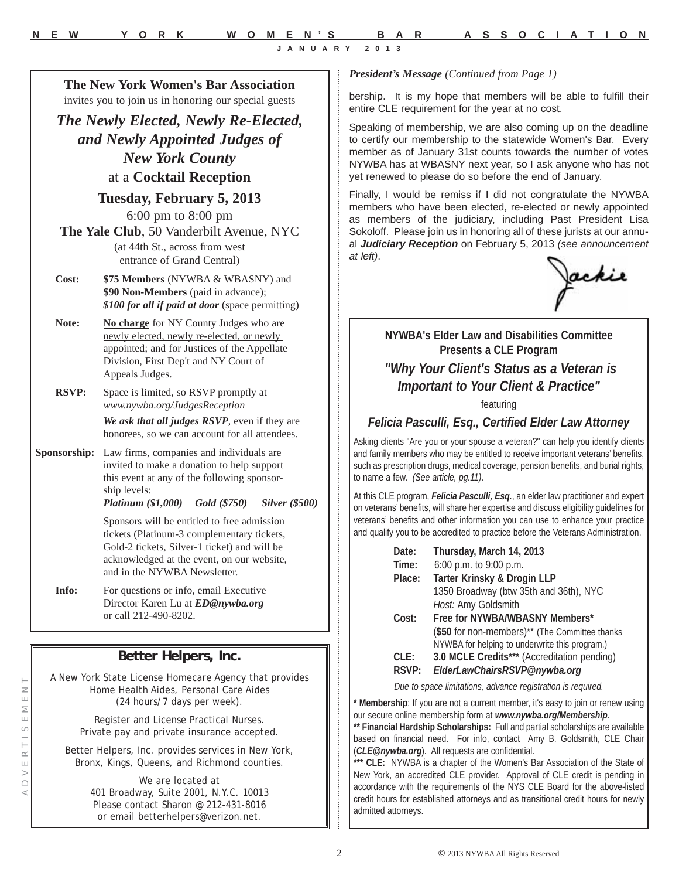**The New York Women's Bar Association**
invites you to join us in honoring our special guests

## *The Newly Elected, Newly Re-Elected, and Newly Appointed Judges of New York County*

at a **Cocktail Reception**

### Tuesday, February 5, 2013

6:00 pm to 8:00 pm

**The Yale Club**, 50 Vanderbilt Avenue, NYC
(at 44th St., across from west entrance of Grand Central)

**Cost:** **$75 Members** (NYWBA & WBASNY) and **$90 Non-Members** (paid in advance); ***$100 for all if paid at door*** (space permitting)

**Note:** No charge for NY County Judges who are newly elected, newly re-elected, or newly appointed; and for Justices of the Appellate Division, First Dep't and NY Court of Appeals Judges.

**RSVP:** Space is limited, so RSVP promptly at *www.nywba.org/JudgesReception*

***We ask that all judges RSVP***, even if they are honorees, so we can account for all attendees.

**Sponsorship:** Law firms, companies and individuals are invited to make a donation to help support this event at any of the following sponsorship levels:
***Platinum ($1,000)*** ***Gold ($750)*** ***Silver ($500)***

Sponsors will be entitled to free admission tickets (Platinum-3 complementary tickets, Gold-2 tickets, Silver-1 ticket) and will be acknowledged at the event, on our website, and in the NYWBA Newsletter.

**Info:** For questions or info, email Executive Director Karen Lu at ***ED@nywba.org*** or call 212-490-8202.

---

ADVERTISEMENT

### Better Helpers, Inc.

A New York State License Homecare Agency that provides Home Health Aides, Personal Care Aides (24 hours/7 days per week).

Register and License Practical Nurses.
Private pay and private insurance accepted.

Better Helpers, Inc. provides services in New York, Bronx, Kings, Queens, and Richmond counties.

We are located at
401 Broadway, Suite 2001, N.Y.C. 10013
Please contact Sharon @ 212-431-8016
or email betterhelpers@verizon.net.

---

***President's Message*** *(Continued from Page 1)*

bership. It is my hope that members will be able to fulfill their entire CLE requirement for the year at no cost.

Speaking of membership, we are also coming up on the deadline to certify our membership to the statewide Women's Bar. Every member as of January 31st counts towards the number of votes NYWBA has at WBASNY next year, so I ask anyone who has not yet renewed to please do so before the end of January.

Finally, I would be remiss if I did not congratulate the NYWBA members who have been elected, re-elected or newly appointed as members of the judiciary, including Past President Lisa Sokoloff. Please join us in honoring all of these jurists at our annual ***Judiciary Reception*** on February 5, 2013 *(see announcement at left)*.

Jackie

---

**NYWBA's Elder Law and Disabilities Committee**
**Presents a CLE Program**

## *"Why Your Client's Status as a Veteran is Important to Your Client & Practice"*

featuring

### *Felicia Pasculli, Esq., Certified Elder Law Attorney*

Asking clients "Are you or your spouse a veteran?" can help you identify clients and family members who may be entitled to receive important veterans' benefits, such as prescription drugs, medical coverage, pension benefits, and burial rights, to name a few. *(See article, pg.11).*

At this CLE program, ***Felicia Pasculli, Esq.***, an elder law practitioner and expert on veterans' benefits, will share her expertise and discuss eligibility guidelines for veterans' benefits and other information you can use to enhance your practice and qualify you to be accredited to practice before the Veterans Administration.

**Date:** **Thursday, March 14, 2013**
**Time:** 6:00 p.m. to 9:00 p.m.
**Place:** **Tarter Krinsky & Drogin LLP**
1350 Broadway (btw 35th and 36th), NYC
*Host:* Amy Goldsmith
**Cost:** **Free for NYWBA/WBASNY Members***
(**$50** for non-members)** (The Committee thanks NYWBA for helping to underwrite this program.)
**CLE:** **3.0 MCLE Credits***** (Accreditation pending)
**RSVP:** ***ElderLawChairsRSVP@nywba.org***

*Due to space limitations, advance registration is required.*

**\* Membership**: If you are not a current member, it's easy to join or renew using our secure online membership form at ***www.nywba.org/Membership***.
**\*\* Financial Hardship Scholarships:** Full and partial scholarships are available based on financial need. For info, contact Amy B. Goldsmith, CLE Chair (***CLE@nywba.org***). All requests are confidential.
**\*\*\* CLE:** NYWBA is a chapter of the Women's Bar Association of the State of New York, an accredited CLE provider. Approval of CLE credit is pending in accordance with the requirements of the NYS CLE Board for the above-listed credit hours for established attorneys and as transitional credit hours for newly admitted attorneys.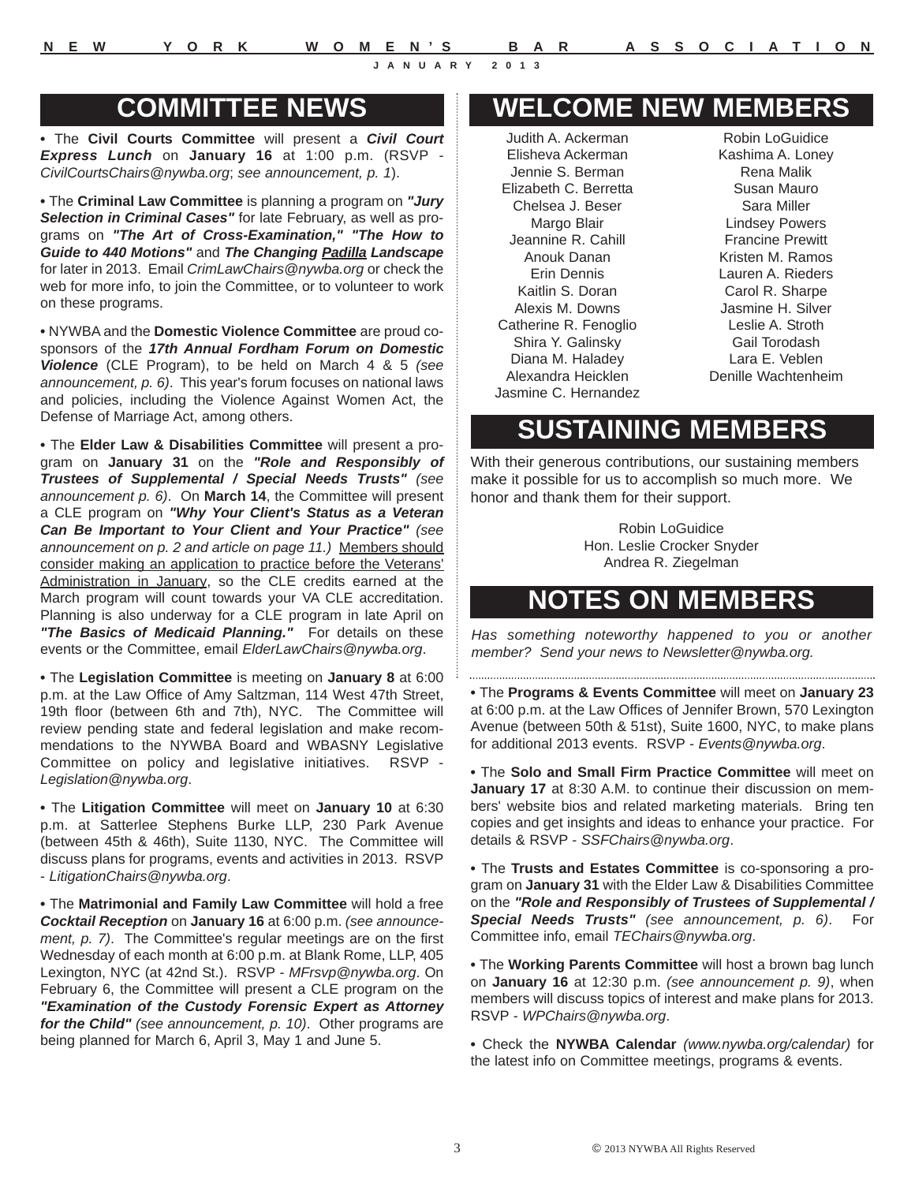# COMMITTEE NEWS

• The **Civil Courts Committee** will present a ***Civil Court Express Lunch*** on **January 16** at 1:00 p.m. (RSVP - *CivilCourtsChairs@nywba.org*; *see announcement, p. 1*).

• The **Criminal Law Committee** is planning a program on ***"Jury Selection in Criminal Cases"*** for late February, as well as programs on ***"The Art of Cross-Examination," "The How to Guide to 440 Motions"*** and ***The Changing Padilla Landscape*** for later in 2013. Email *CrimLawChairs@nywba.org* or check the web for more info, to join the Committee, or to volunteer to work on these programs.

• NYWBA and the **Domestic Violence Committee** are proud co-sponsors of the ***17th Annual Fordham Forum on Domestic Violence*** (CLE Program), to be held on March 4 & 5 *(see announcement, p. 6)*. This year's forum focuses on national laws and policies, including the Violence Against Women Act, the Defense of Marriage Act, among others.

• The **Elder Law & Disabilities Committee** will present a program on **January 31** on the ***"Role and Responsibly of Trustees of Supplemental / Special Needs Trusts"*** *(see announcement p. 6)*. On **March 14**, the Committee will present a CLE program on ***"Why Your Client's Status as a Veteran Can Be Important to Your Client and Your Practice"*** *(see announcement on p. 2 and article on page 11.)* Members should consider making an application to practice before the Veterans' Administration in January, so the CLE credits earned at the March program will count towards your VA CLE accreditation. Planning is also underway for a CLE program in late April on ***"The Basics of Medicaid Planning."*** For details on these events or the Committee, email *ElderLawChairs@nywba.org*.

• The **Legislation Committee** is meeting on **January 8** at 6:00 p.m. at the Law Office of Amy Saltzman, 114 West 47th Street, 19th floor (between 6th and 7th), NYC. The Committee will review pending state and federal legislation and make recommendations to the NYWBA Board and WBASNY Legislative Committee on policy and legislative initiatives. RSVP - *Legislation@nywba.org*.

• The **Litigation Committee** will meet on **January 10** at 6:30 p.m. at Satterlee Stephens Burke LLP, 230 Park Avenue (between 45th & 46th), Suite 1130, NYC. The Committee will discuss plans for programs, events and activities in 2013. RSVP - *LitigationChairs@nywba.org*.

• The **Matrimonial and Family Law Committee** will hold a free ***Cocktail Reception*** on **January 16** at 6:00 p.m. *(see announcement, p. 7)*. The Committee's regular meetings are on the first Wednesday of each month at 6:00 p.m. at Blank Rome, LLP, 405 Lexington, NYC (at 42nd St.). RSVP - *MFrsvp@nywba.org*. On February 6, the Committee will present a CLE program on the ***"Examination of the Custody Forensic Expert as Attorney for the Child"*** *(see announcement, p. 10)*. Other programs are being planned for March 6, April 3, May 1 and June 5.

• The **Programs & Events Committee** will meet on **January 23** at 6:00 p.m. at the Law Offices of Jennifer Brown, 570 Lexington Avenue (between 50th & 51st), Suite 1600, NYC, to make plans for additional 2013 events. RSVP - *Events@nywba.org*.

• The **Solo and Small Firm Practice Committee** will meet on **January 17** at 8:30 A.M. to continue their discussion on members' website bios and related marketing materials. Bring ten copies and get insights and ideas to enhance your practice. For details & RSVP - *SSFChairs@nywba.org*.

• The **Trusts and Estates Committee** is co-sponsoring a program on **January 31** with the Elder Law & Disabilities Committee on the ***"Role and Responsibly of Trustees of Supplemental / Special Needs Trusts"*** *(see announcement, p. 6)*. For Committee info, email *TEChairs@nywba.org*.

• The **Working Parents Committee** will host a brown bag lunch on **January 16** at 12:30 p.m. *(see announcement p. 9)*, when members will discuss topics of interest and make plans for 2013. RSVP - *WPChairs@nywba.org*.

• Check the **NYWBA Calendar** *(www.nywba.org/calendar)* for the latest info on Committee meetings, programs & events.

# WELCOME NEW MEMBERS

Judith A. Ackerman
Elisheva Ackerman
Jennie S. Berman
Elizabeth C. Berretta
Chelsea J. Beser
Margo Blair
Jeannine R. Cahill
Anouk Danan
Erin Dennis
Kaitlin S. Doran
Alexis M. Downs
Catherine R. Fenoglio
Shira Y. Galinsky
Diana M. Haladey
Alexandra Heicklen
Jasmine C. Hernandez
Robin LoGuidice
Kashima A. Loney
Rena Malik
Susan Mauro
Sara Miller
Lindsey Powers
Francine Prewitt
Kristen M. Ramos
Lauren A. Rieders
Carol R. Sharpe
Jasmine H. Silver
Leslie A. Stroth
Gail Torodash
Lara E. Veblen
Denille Wachtenheim

# SUSTAINING MEMBERS

With their generous contributions, our sustaining members make it possible for us to accomplish so much more. We honor and thank them for their support.

Robin LoGuidice
Hon. Leslie Crocker Snyder
Andrea R. Ziegelman

# NOTES ON MEMBERS

*Has something noteworthy happened to you or another member? Send your news to Newsletter@nywba.org.*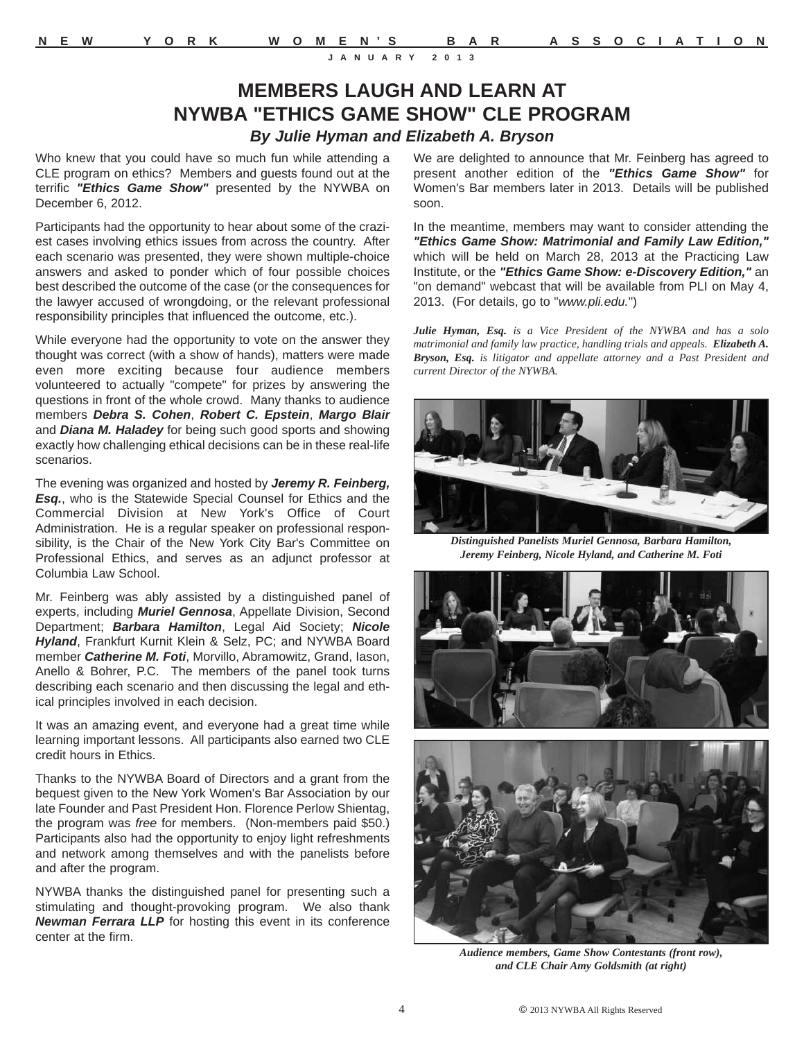# MEMBERS LAUGH AND LEARN AT NYWBA "ETHICS GAME SHOW" CLE PROGRAM

***By Julie Hyman and Elizabeth A. Bryson***

Who knew that you could have so much fun while attending a CLE program on ethics? Members and guests found out at the terrific ***"Ethics Game Show"*** presented by the NYWBA on December 6, 2012.

Participants had the opportunity to hear about some of the craziest cases involving ethics issues from across the country. After each scenario was presented, they were shown multiple-choice answers and asked to ponder which of four possible choices best described the outcome of the case (or the consequences for the lawyer accused of wrongdoing, or the relevant professional responsibility principles that influenced the outcome, etc.).

While everyone had the opportunity to vote on the answer they thought was correct (with a show of hands), matters were made even more exciting because four audience members volunteered to actually "compete" for prizes by answering the questions in front of the whole crowd. Many thanks to audience members ***Debra S. Cohen***, ***Robert C. Epstein***, ***Margo Blair*** and ***Diana M. Haladey*** for being such good sports and showing exactly how challenging ethical decisions can be in these real-life scenarios.

The evening was organized and hosted by ***Jeremy R. Feinberg, Esq.***, who is the Statewide Special Counsel for Ethics and the Commercial Division at New York's Office of Court Administration. He is a regular speaker on professional responsibility, is the Chair of the New York City Bar's Committee on Professional Ethics, and serves as an adjunct professor at Columbia Law School.

Mr. Feinberg was ably assisted by a distinguished panel of experts, including ***Muriel Gennosa***, Appellate Division, Second Department; ***Barbara Hamilton***, Legal Aid Society; ***Nicole Hyland***, Frankfurt Kurnit Klein & Selz, PC; and NYWBA Board member ***Catherine M. Foti***, Morvillo, Abramowitz, Grand, Iason, Anello & Bohrer, P.C. The members of the panel took turns describing each scenario and then discussing the legal and ethical principles involved in each decision.

It was an amazing event, and everyone had a great time while learning important lessons. All participants also earned two CLE credit hours in Ethics.

Thanks to the NYWBA Board of Directors and a grant from the bequest given to the New York Women's Bar Association by our late Founder and Past President Hon. Florence Perlow Shientag, the program was *free* for members. (Non-members paid $50.) Participants also had the opportunity to enjoy light refreshments and network among themselves and with the panelists before and after the program.

NYWBA thanks the distinguished panel for presenting such a stimulating and thought-provoking program. We also thank ***Newman Ferrara LLP*** for hosting this event in its conference center at the firm.

We are delighted to announce that Mr. Feinberg has agreed to present another edition of the ***"Ethics Game Show"*** for Women's Bar members later in 2013. Details will be published soon.

In the meantime, members may want to consider attending the ***"Ethics Game Show: Matrimonial and Family Law Edition,"*** which will be held on March 28, 2013 at the Practicing Law Institute, or the ***"Ethics Game Show: e-Discovery Edition,"*** an "on demand" webcast that will be available from PLI on May 4, 2013. (For details, go to "*www.pli.edu.*")

***Julie Hyman, Esq.*** *is a Vice President of the NYWBA and has a solo matrimonial and family law practice, handling trials and appeals.* ***Elizabeth A. Bryson, Esq.*** *is litigator and appellate attorney and a Past President and current Director of the NYWBA.*

*Distinguished Panelists Muriel Gennosa, Barbara Hamilton, Jeremy Feinberg, Nicole Hyland, and Catherine M. Foti*

*Audience members, Game Show Contestants (front row), and CLE Chair Amy Goldsmith (at right)*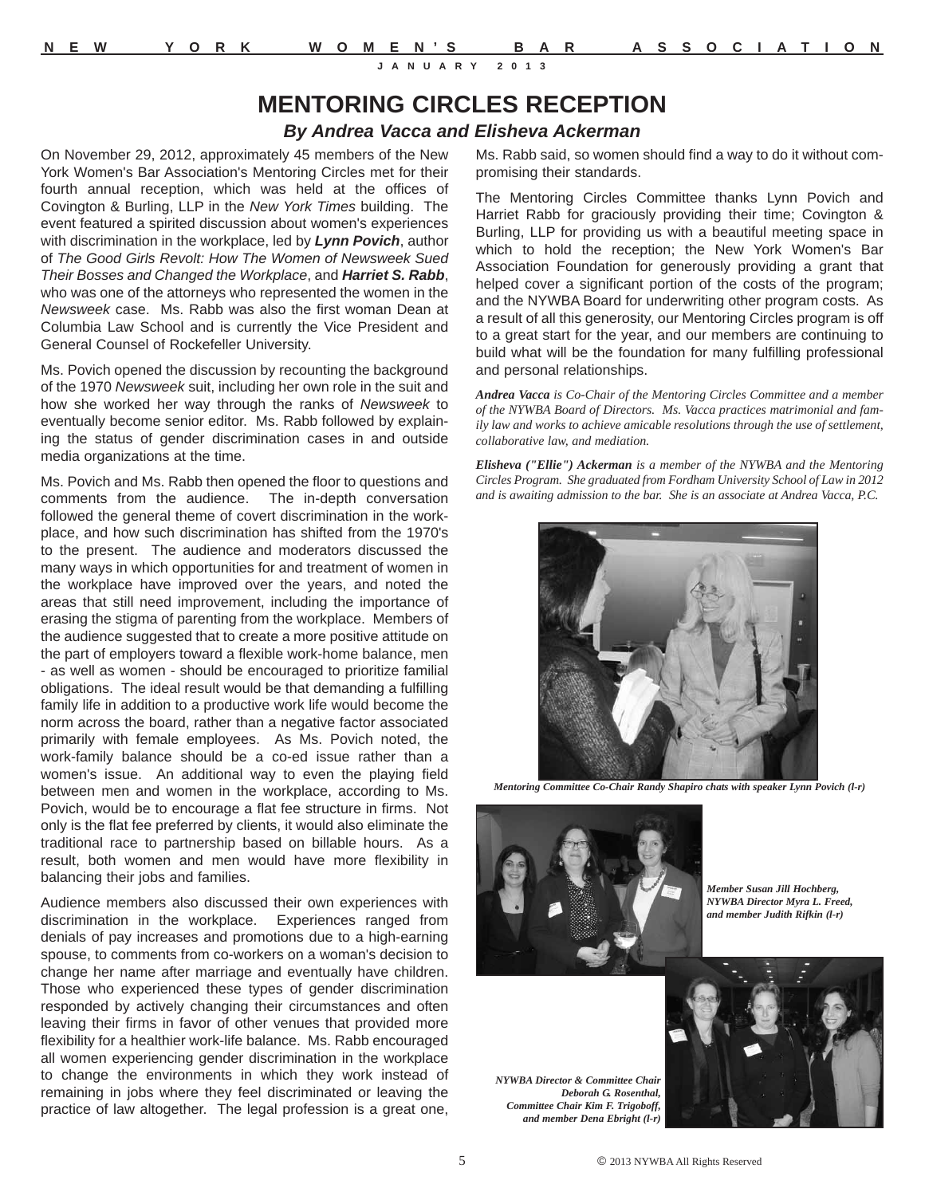# MENTORING CIRCLES RECEPTION

### *By Andrea Vacca and Elisheva Ackerman*

On November 29, 2012, approximately 45 members of the New York Women's Bar Association's Mentoring Circles met for their fourth annual reception, which was held at the offices of Covington & Burling, LLP in the *New York Times* building. The event featured a spirited discussion about women's experiences with discrimination in the workplace, led by ***Lynn Povich***, author of *The Good Girls Revolt: How The Women of Newsweek Sued Their Bosses and Changed the Workplace*, and ***Harriet S. Rabb***, who was one of the attorneys who represented the women in the *Newsweek* case. Ms. Rabb was also the first woman Dean at Columbia Law School and is currently the Vice President and General Counsel of Rockefeller University.

Ms. Povich opened the discussion by recounting the background of the 1970 *Newsweek* suit, including her own role in the suit and how she worked her way through the ranks of *Newsweek* to eventually become senior editor. Ms. Rabb followed by explaining the status of gender discrimination cases in and outside media organizations at the time.

Ms. Povich and Ms. Rabb then opened the floor to questions and comments from the audience. The in-depth conversation followed the general theme of covert discrimination in the workplace, and how such discrimination has shifted from the 1970's to the present. The audience and moderators discussed the many ways in which opportunities for and treatment of women in the workplace have improved over the years, and noted the areas that still need improvement, including the importance of erasing the stigma of parenting from the workplace. Members of the audience suggested that to create a more positive attitude on the part of employers toward a flexible work-home balance, men - as well as women - should be encouraged to prioritize familial obligations. The ideal result would be that demanding a fulfilling family life in addition to a productive work life would become the norm across the board, rather than a negative factor associated primarily with female employees. As Ms. Povich noted, the work-family balance should be a co-ed issue rather than a women's issue. An additional way to even the playing field between men and women in the workplace, according to Ms. Povich, would be to encourage a flat fee structure in firms. Not only is the flat fee preferred by clients, it would also eliminate the traditional race to partnership based on billable hours. As a result, both women and men would have more flexibility in balancing their jobs and families.

Audience members also discussed their own experiences with discrimination in the workplace. Experiences ranged from denials of pay increases and promotions due to a high-earning spouse, to comments from co-workers on a woman's decision to change her name after marriage and eventually have children. Those who experienced these types of gender discrimination responded by actively changing their circumstances and often leaving their firms in favor of other venues that provided more flexibility for a healthier work-life balance. Ms. Rabb encouraged all women experiencing gender discrimination in the workplace to change the environments in which they work instead of remaining in jobs where they feel discriminated or leaving the practice of law altogether. The legal profession is a great one, Ms. Rabb said, so women should find a way to do it without compromising their standards.

The Mentoring Circles Committee thanks Lynn Povich and Harriet Rabb for graciously providing their time; Covington & Burling, LLP for providing us with a beautiful meeting space in which to hold the reception; the New York Women's Bar Association Foundation for generously providing a grant that helped cover a significant portion of the costs of the program; and the NYWBA Board for underwriting other program costs. As a result of all this generosity, our Mentoring Circles program is off to a great start for the year, and our members are continuing to build what will be the foundation for many fulfilling professional and personal relationships.

***Andrea Vacca*** *is Co-Chair of the Mentoring Circles Committee and a member of the NYWBA Board of Directors. Ms. Vacca practices matrimonial and family law and works to achieve amicable resolutions through the use of settlement, collaborative law, and mediation.*

***Elisheva ("Ellie") Ackerman*** *is a member of the NYWBA and the Mentoring Circles Program. She graduated from Fordham University School of Law in 2012 and is awaiting admission to the bar. She is an associate at Andrea Vacca, P.C.*

*Mentoring Committee Co-Chair Randy Shapiro chats with speaker Lynn Povich (l-r)*

*Member Susan Jill Hochberg, NYWBA Director Myra L. Freed, and member Judith Rifkin (l-r)*

*NYWBA Director & Committee Chair Deborah G. Rosenthal, Committee Chair Kim F. Trigoboff, and member Dena Ebright (l-r)*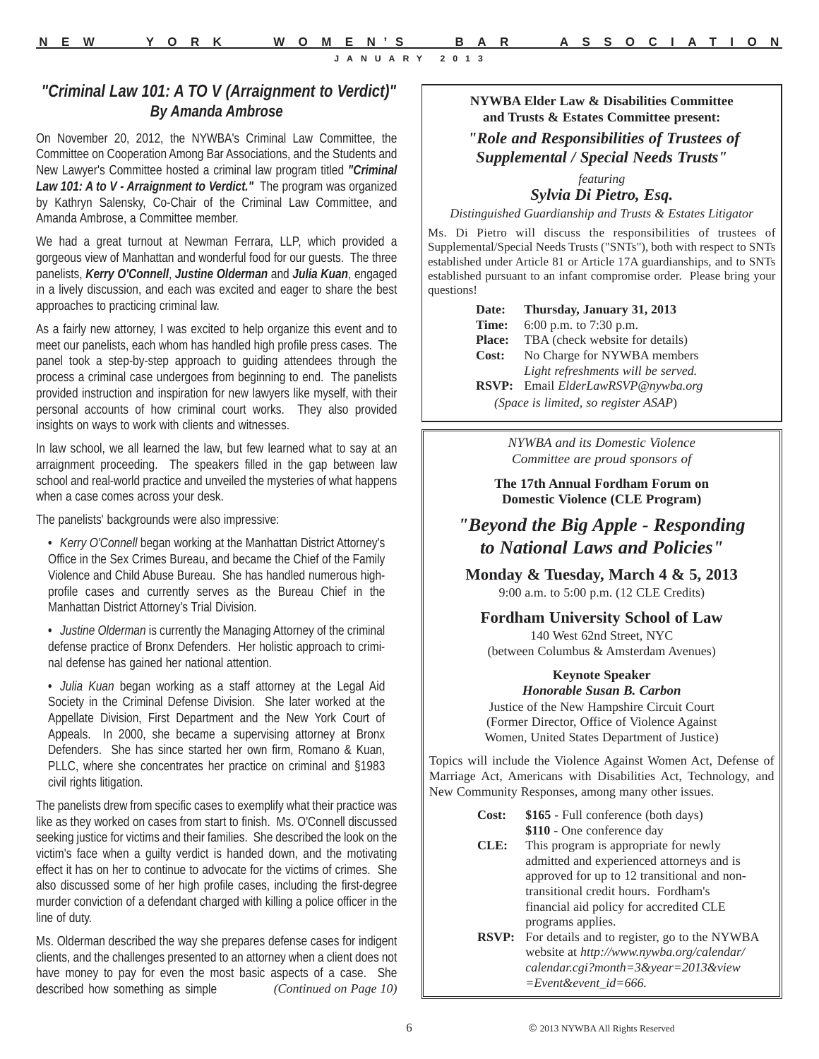## "Criminal Law 101: A TO V (Arraignment to Verdict)"

### By Amanda Ambrose

On November 20, 2012, the NYWBA's Criminal Law Committee, the Committee on Cooperation Among Bar Associations, and the Students and New Lawyer's Committee hosted a criminal law program titled ***"Criminal Law 101: A to V - Arraignment to Verdict."*** The program was organized by Kathryn Salensky, Co-Chair of the Criminal Law Committee, and Amanda Ambrose, a Committee member.

We had a great turnout at Newman Ferrara, LLP, which provided a gorgeous view of Manhattan and wonderful food for our guests. The three panelists, ***Kerry O'Connell***, ***Justine Olderman*** and ***Julia Kuan***, engaged in a lively discussion, and each was excited and eager to share the best approaches to practicing criminal law.

As a fairly new attorney, I was excited to help organize this event and to meet our panelists, each whom has handled high profile press cases. The panel took a step-by-step approach to guiding attendees through the process a criminal case undergoes from beginning to end. The panelists provided instruction and inspiration for new lawyers like myself, with their personal accounts of how criminal court works. They also provided insights on ways to work with clients and witnesses.

In law school, we all learned the law, but few learned what to say at an arraignment proceeding. The speakers filled in the gap between law school and real-world practice and unveiled the mysteries of what happens when a case comes across your desk.

The panelists' backgrounds were also impressive:

- *Kerry O'Connell* began working at the Manhattan District Attorney's Office in the Sex Crimes Bureau, and became the Chief of the Family Violence and Child Abuse Bureau. She has handled numerous high-profile cases and currently serves as the Bureau Chief in the Manhattan District Attorney's Trial Division.
- *Justine Olderman* is currently the Managing Attorney of the criminal defense practice of Bronx Defenders. Her holistic approach to criminal defense has gained her national attention.
- *Julia Kuan* began working as a staff attorney at the Legal Aid Society in the Criminal Defense Division. She later worked at the Appellate Division, First Department and the New York Court of Appeals. In 2000, she became a supervising attorney at Bronx Defenders. She has since started her own firm, Romano & Kuan, PLLC, where she concentrates her practice on criminal and §1983 civil rights litigation.

The panelists drew from specific cases to exemplify what their practice was like as they worked on cases from start to finish. Ms. O'Connell discussed seeking justice for victims and their families. She described the look on the victim's face when a guilty verdict is handed down, and the motivating effect it has on her to continue to advocate for the victims of crimes. She also discussed some of her high profile cases, including the first-degree murder conviction of a defendant charged with killing a police officer in the line of duty.

Ms. Olderman described the way she prepares defense cases for indigent clients, and the challenges presented to an attorney when a client does not have money to pay for even the most basic aspects of a case. She described how something as simple *(Continued on Page 10)*

---

**NYWBA Elder Law & Disabilities Committee and Trusts & Estates Committee present:**

***"Role and Responsibilities of Trustees of Supplemental / Special Needs Trusts"***

*featuring*

***Sylvia Di Pietro, Esq.***

*Distinguished Guardianship and Trusts & Estates Litigator*

Ms. Di Pietro will discuss the responsibilities of trustees of Supplemental/Special Needs Trusts ("SNTs"), both with respect to SNTs established under Article 81 or Article 17A guardianships, and to SNTs established pursuant to an infant compromise order. Please bring your questions!

**Date:** **Thursday, January 31, 2013**
**Time:** 6:00 p.m. to 7:30 p.m.
**Place:** TBA (check website for details)
**Cost:** No Charge for NYWBA members
*Light refreshments will be served.*
**RSVP:** Email *ElderLawRSVP@nywba.org*

*(Space is limited, so register ASAP)*

---

*NYWBA and its Domestic Violence Committee are proud sponsors of*

**The 17th Annual Fordham Forum on Domestic Violence (CLE Program)**

***"Beyond the Big Apple - Responding to National Laws and Policies"***

**Monday & Tuesday, March 4 & 5, 2013**
9:00 a.m. to 5:00 p.m. (12 CLE Credits)

**Fordham University School of Law**
140 West 62nd Street, NYC
(between Columbus & Amsterdam Avenues)

**Keynote Speaker**
***Honorable Susan B. Carbon***
Justice of the New Hampshire Circuit Court
(Former Director, Office of Violence Against Women, United States Department of Justice)

Topics will include the Violence Against Women Act, Defense of Marriage Act, Americans with Disabilities Act, Technology, and New Community Responses, among many other issues.

**Cost:** **$165** - Full conference (both days)
**$110** - One conference day
**CLE:** This program is appropriate for newly admitted and experienced attorneys and is approved for up to 12 transitional and non-transitional credit hours. Fordham's financial aid policy for accredited CLE programs applies.
**RSVP:** For details and to register, go to the NYWBA website at *http://www.nywba.org/calendar/calendar.cgi?month=3&year=2013&view=Event&event_id=666.*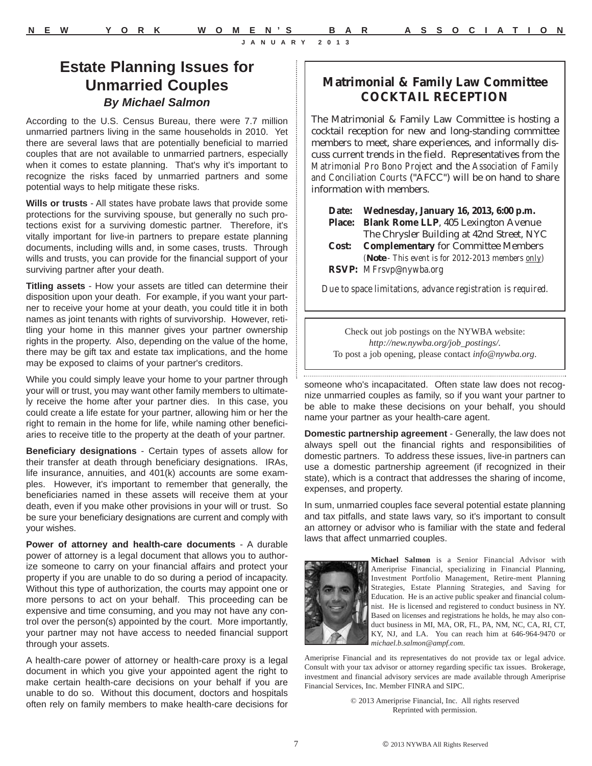# Estate Planning Issues for Unmarried Couples

***By Michael Salmon***

According to the U.S. Census Bureau, there were 7.7 million unmarried partners living in the same households in 2010. Yet there are several laws that are potentially beneficial to married couples that are not available to unmarried partners, especially when it comes to estate planning. That's why it's important to recognize the risks faced by unmarried partners and some potential ways to help mitigate these risks.

**Wills or trusts** - All states have probate laws that provide some protections for the surviving spouse, but generally no such protections exist for a surviving domestic partner. Therefore, it's vitally important for live-in partners to prepare estate planning documents, including wills and, in some cases, trusts. Through wills and trusts, you can provide for the financial support of your surviving partner after your death.

**Titling assets** - How your assets are titled can determine their disposition upon your death. For example, if you want your partner to receive your home at your death, you could title it in both names as joint tenants with rights of survivorship. However, retitling your home in this manner gives your partner ownership rights in the property. Also, depending on the value of the home, there may be gift tax and estate tax implications, and the home may be exposed to claims of your partner's creditors.

While you could simply leave your home to your partner through your will or trust, you may want other family members to ultimately receive the home after your partner dies. In this case, you could create a life estate for your partner, allowing him or her the right to remain in the home for life, while naming other beneficiaries to receive title to the property at the death of your partner.

**Beneficiary designations** - Certain types of assets allow for their transfer at death through beneficiary designations. IRAs, life insurance, annuities, and 401(k) accounts are some examples. However, it's important to remember that generally, the beneficiaries named in these assets will receive them at your death, even if you make other provisions in your will or trust. So be sure your beneficiary designations are current and comply with your wishes.

**Power of attorney and health-care documents** - A durable power of attorney is a legal document that allows you to authorize someone to carry on your financial affairs and protect your property if you are unable to do so during a period of incapacity. Without this type of authorization, the courts may appoint one or more persons to act on your behalf. This proceeding can be expensive and time consuming, and you may not have any control over the person(s) appointed by the court. More importantly, your partner may not have access to needed financial support through your assets.

A health-care power of attorney or health-care proxy is a legal document in which you give your appointed agent the right to make certain health-care decisions on your behalf if you are unable to do so. Without this document, doctors and hospitals often rely on family members to make health-care decisions for someone who's incapacitated. Often state law does not recognize unmarried couples as family, so if you want your partner to be able to make these decisions on your behalf, you should name your partner as your health-care agent.

**Domestic partnership agreement** - Generally, the law does not always spell out the financial rights and responsibilities of domestic partners. To address these issues, live-in partners can use a domestic partnership agreement (if recognized in their state), which is a contract that addresses the sharing of income, expenses, and property.

In sum, unmarried couples face several potential estate planning and tax pitfalls, and state laws vary, so it's important to consult an attorney or advisor who is familiar with the state and federal laws that affect unmarried couples.

**Michael Salmon** is a Senior Financial Advisor with Ameriprise Financial, specializing in Financial Planning, Investment Portfolio Management, Retire-ment Planning Strategies, Estate Planning Strategies, and Saving for Education. He is an active public speaker and financial columnist. He is licensed and registered to conduct business in NY. Based on licenses and registrations he holds, he may also conduct business in MI, MA, OR, FL, PA, NM, NC, CA, RI, CT, KY, NJ, and LA. You can reach him at 646-964-9470 or *michael.b.salmon@ampf.com*.

Ameriprise Financial and its representatives do not provide tax or legal advice. Consult with your tax advisor or attorney regarding specific tax issues. Brokerage, investment and financial advisory services are made available through Ameriprise Financial Services, Inc. Member FINRA and SIPC.

© 2013 Ameriprise Financial, Inc. All rights reserved
Reprinted with permission.

---

## Matrimonial & Family Law Committee COCKTAIL RECEPTION

The Matrimonial & Family Law Committee is hosting a cocktail reception for new and long-standing committee members to meet, share experiences, and informally discuss current trends in the field. Representatives from the *Matrimonial Pro Bono Project* and the *Association of Family and Conciliation Courts* ("AFCC") will be on hand to share information with members.

**Date:** **Wednesday, January 16, 2013, 6:00 p.m.**
**Place:** **Blank Rome LLP**, 405 Lexington Avenue
The Chrysler Building at 42nd Street, NYC
**Cost:** **Complementary** for Committee Members
(**Note** - *This event is for 2012-2013 members only*)
**RSVP:** *MFrsvp@nywba.org*

*Due to space limitations, advance registration is required.*

---

Check out job postings on the NYWBA website: *http://new.nywba.org/job_postings/*.
To post a job opening, please contact *info@nywba.org*.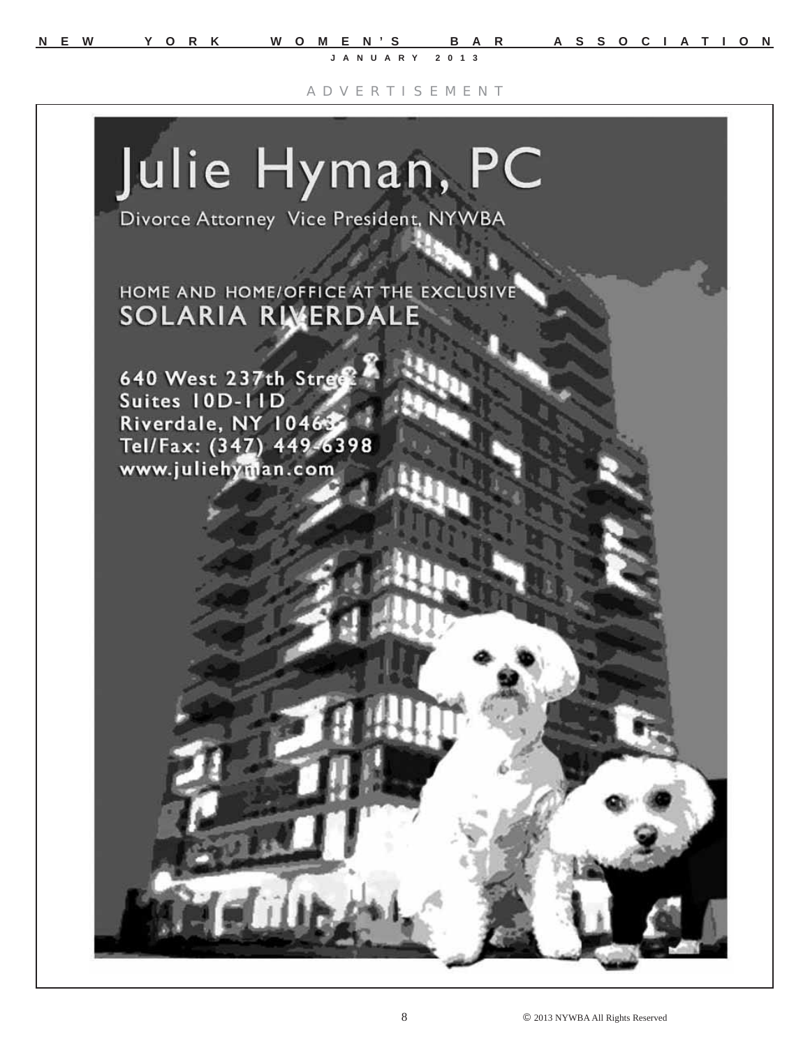ADVERTISEMENT

# Julie Hyman, PC

Divorce Attorney Vice President, NYWBA

HOME AND HOME/OFFICE AT THE EXCLUSIVE
SOLARIA RIVERDALE

640 West 237th Street
Suites 10D-11D
Riverdale, NY 10463
Tel/Fax: (347) 449-6398
www.juliehyman.com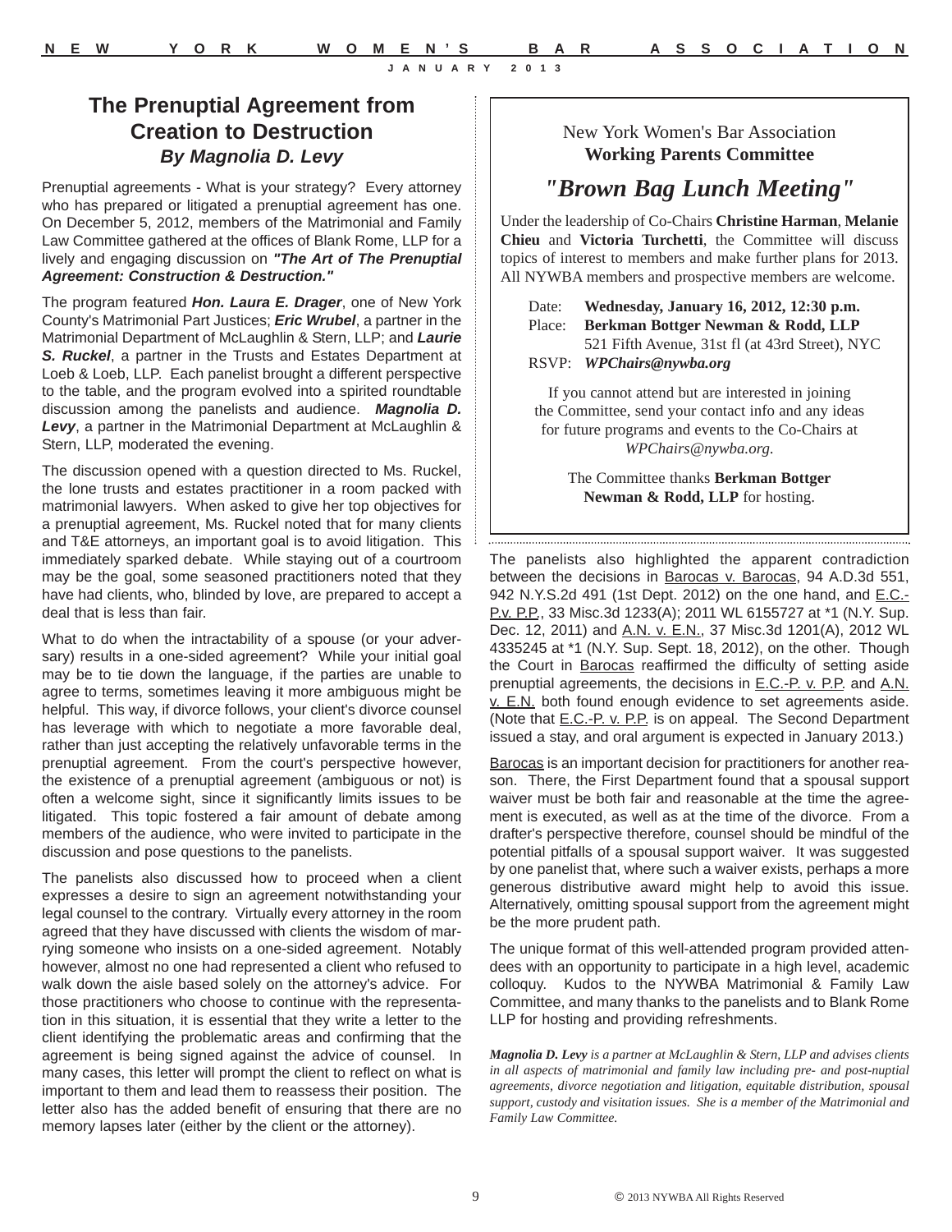## The Prenuptial Agreement from Creation to Destruction

### *By Magnolia D. Levy*

Prenuptial agreements - What is your strategy? Every attorney who has prepared or litigated a prenuptial agreement has one. On December 5, 2012, members of the Matrimonial and Family Law Committee gathered at the offices of Blank Rome, LLP for a lively and engaging discussion on ***"The Art of The Prenuptial Agreement: Construction & Destruction."***

The program featured ***Hon. Laura E. Drager***, one of New York County's Matrimonial Part Justices; ***Eric Wrubel***, a partner in the Matrimonial Department of McLaughlin & Stern, LLP; and ***Laurie S. Ruckel***, a partner in the Trusts and Estates Department at Loeb & Loeb, LLP. Each panelist brought a different perspective to the table, and the program evolved into a spirited roundtable discussion among the panelists and audience. ***Magnolia D. Levy***, a partner in the Matrimonial Department at McLaughlin & Stern, LLP, moderated the evening.

The discussion opened with a question directed to Ms. Ruckel, the lone trusts and estates practitioner in a room packed with matrimonial lawyers. When asked to give her top objectives for a prenuptial agreement, Ms. Ruckel noted that for many clients and T&E attorneys, an important goal is to avoid litigation. This immediately sparked debate. While staying out of a courtroom may be the goal, some seasoned practitioners noted that they have had clients, who, blinded by love, are prepared to accept a deal that is less than fair.

What to do when the intractability of a spouse (or your adversary) results in a one-sided agreement? While your initial goal may be to tie down the language, if the parties are unable to agree to terms, sometimes leaving it more ambiguous might be helpful. This way, if divorce follows, your client's divorce counsel has leverage with which to negotiate a more favorable deal, rather than just accepting the relatively unfavorable terms in the prenuptial agreement. From the court's perspective however, the existence of a prenuptial agreement (ambiguous or not) is often a welcome sight, since it significantly limits issues to be litigated. This topic fostered a fair amount of debate among members of the audience, who were invited to participate in the discussion and pose questions to the panelists.

The panelists also discussed how to proceed when a client expresses a desire to sign an agreement notwithstanding your legal counsel to the contrary. Virtually every attorney in the room agreed that they have discussed with clients the wisdom of marrying someone who insists on a one-sided agreement. Notably however, almost no one had represented a client who refused to walk down the aisle based solely on the attorney's advice. For those practitioners who choose to continue with the representation in this situation, it is essential that they write a letter to the client identifying the problematic areas and confirming that the agreement is being signed against the advice of counsel. In many cases, this letter will prompt the client to reflect on what is important to them and lead them to reassess their position. The letter also has the added benefit of ensuring that there are no memory lapses later (either by the client or the attorney).

The panelists also highlighted the apparent contradiction between the decisions in Barocas v. Barocas, 94 A.D.3d 551, 942 N.Y.S.2d 491 (1st Dept. 2012) on the one hand, and E.C.-P.v. P.P., 33 Misc.3d 1233(A); 2011 WL 6155727 at *1 (N.Y. Sup. Dec. 12, 2011) and A.N. v. E.N., 37 Misc.3d 1201(A), 2012 WL 4335245 at *1 (N.Y. Sup. Sept. 18, 2012), on the other. Though the Court in Barocas reaffirmed the difficulty of setting aside prenuptial agreements, the decisions in E.C.-P. v. P.P. and A.N. v. E.N. both found enough evidence to set agreements aside. (Note that E.C.-P. v. P.P. is on appeal. The Second Department issued a stay, and oral argument is expected in January 2013.)

Barocas is an important decision for practitioners for another reason. There, the First Department found that a spousal support waiver must be both fair and reasonable at the time the agreement is executed, as well as at the time of the divorce. From a drafter's perspective therefore, counsel should be mindful of the potential pitfalls of a spousal support waiver. It was suggested by one panelist that, where such a waiver exists, perhaps a more generous distributive award might help to avoid this issue. Alternatively, omitting spousal support from the agreement might be the more prudent path.

The unique format of this well-attended program provided attendees with an opportunity to participate in a high level, academic colloquy. Kudos to the NYWBA Matrimonial & Family Law Committee, and many thanks to the panelists and to Blank Rome LLP for hosting and providing refreshments.

***Magnolia D. Levy*** *is a partner at McLaughlin & Stern, LLP and advises clients in all aspects of matrimonial and family law including pre- and post-nuptial agreements, divorce negotiation and litigation, equitable distribution, spousal support, custody and visitation issues. She is a member of the Matrimonial and Family Law Committee.*

---

New York Women's Bar Association
**Working Parents Committee**

## *"Brown Bag Lunch Meeting"*

Under the leadership of Co-Chairs **Christine Harman**, **Melanie Chieu** and **Victoria Turchetti**, the Committee will discuss topics of interest to members and make further plans for 2013. All NYWBA members and prospective members are welcome.

Date: **Wednesday, January 16, 2012, 12:30 p.m.**
Place: **Berkman Bottger Newman & Rodd, LLP**
521 Fifth Avenue, 31st fl (at 43rd Street), NYC
RSVP: ***WPChairs@nywba.org***

If you cannot attend but are interested in joining the Committee, send your contact info and any ideas for future programs and events to the Co-Chairs at *WPChairs@nywba.org*.

The Committee thanks **Berkman Bottger Newman & Rodd, LLP** for hosting.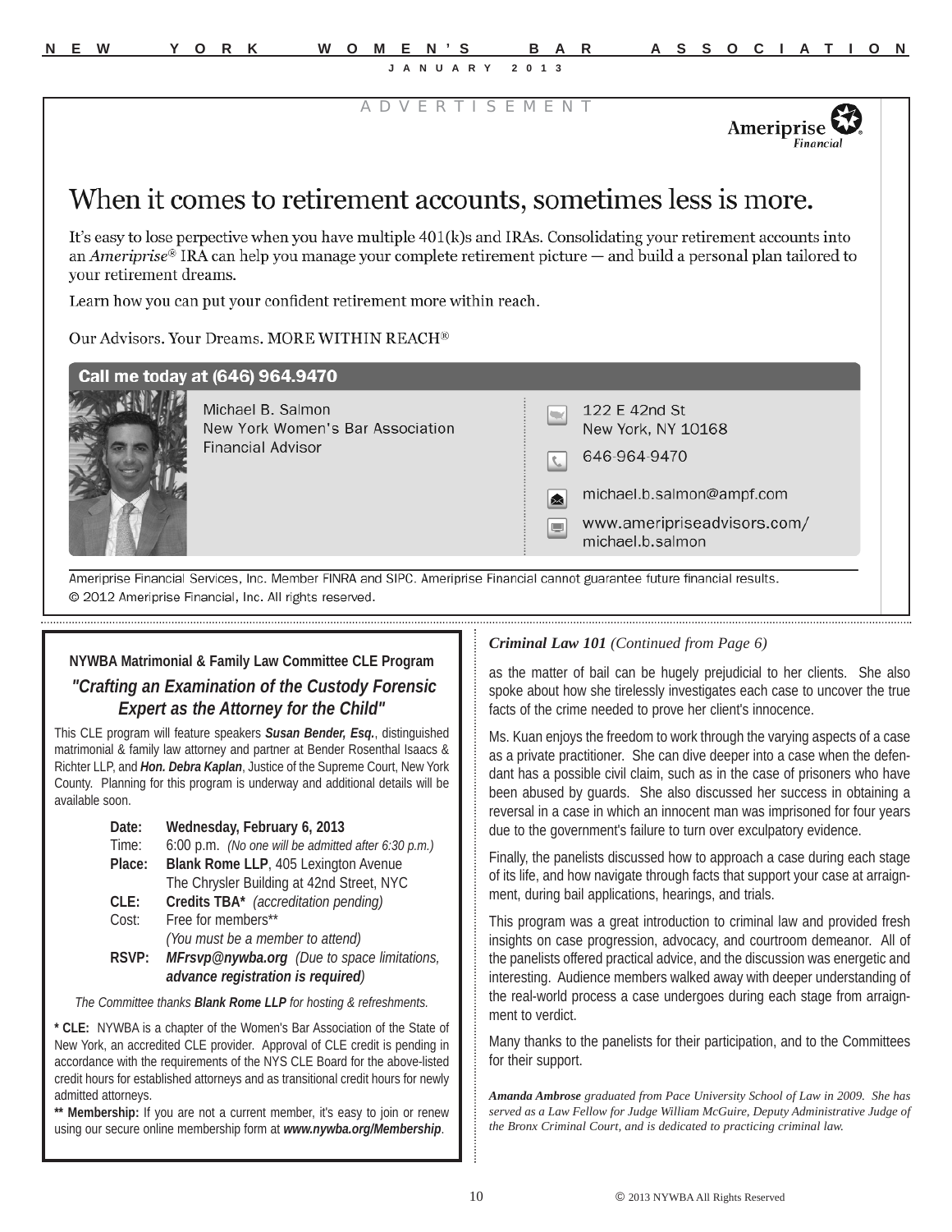ADVERTISEMENT

Ameriprise Financial

# When it comes to retirement accounts, sometimes less is more.

It's easy to lose perpective when you have multiple 401(k)s and IRAs. Consolidating your retirement accounts into an *Ameriprise®* IRA can help you manage your complete retirement picture — and build a personal plan tailored to your retirement dreams.

Learn how you can put your confident retirement more within reach.

Our Advisors. Your Dreams. MORE WITHIN REACH®

**Call me today at (646) 964.9470**

Michael B. Salmon
New York Women's Bar Association
Financial Advisor

122 E 42nd St
New York, NY 10168

646-964-9470

michael.b.salmon@ampf.com

www.ameripriseadvisors.com/michael.b.salmon

Ameriprise Financial Services, Inc. Member FINRA and SIPC. Ameriprise Financial cannot guarantee future financial results.
© 2012 Ameriprise Financial, Inc. All rights reserved.

---

**NYWBA Matrimonial & Family Law Committee CLE Program**

## *"Crafting an Examination of the Custody Forensic Expert as the Attorney for the Child"*

This CLE program will feature speakers ***Susan Bender, Esq.***, distinguished matrimonial & family law attorney and partner at Bender Rosenthal Isaacs & Richter LLP, and ***Hon. Debra Kaplan***, Justice of the Supreme Court, New York County. Planning for this program is underway and additional details will be available soon.

**Date:** **Wednesday, February 6, 2013**
Time: 6:00 p.m. *(No one will be admitted after 6:30 p.m.)*
**Place:** **Blank Rome LLP**, 405 Lexington Avenue
The Chrysler Building at 42nd Street, NYC
**CLE:** **Credits TBA*** *(accreditation pending)*
Cost: Free for members**
*(You must be a member to attend)*
**RSVP:** ***MFrsvp@nywba.org*** *(Due to space limitations, **advance registration is required**)*

*The Committee thanks **Blank Rome LLP** for hosting & refreshments.*

**\* CLE:** NYWBA is a chapter of the Women's Bar Association of the State of New York, an accredited CLE provider. Approval of CLE credit is pending in accordance with the requirements of the NYS CLE Board for the above-listed credit hours for established attorneys and as transitional credit hours for newly admitted attorneys.

**\*\* Membership:** If you are not a current member, it's easy to join or renew using our secure online membership form at ***www.nywba.org/Membership***.

---

***Criminal Law 101** (Continued from Page 6)*

as the matter of bail can be hugely prejudicial to her clients. She also spoke about how she tirelessly investigates each case to uncover the true facts of the crime needed to prove her client's innocence.

Ms. Kuan enjoys the freedom to work through the varying aspects of a case as a private practitioner. She can dive deeper into a case when the defendant has a possible civil claim, such as in the case of prisoners who have been abused by guards. She also discussed her success in obtaining a reversal in a case in which an innocent man was imprisoned for four years due to the government's failure to turn over exculpatory evidence.

Finally, the panelists discussed how to approach a case during each stage of its life, and how navigate through facts that support your case at arraignment, during bail applications, hearings, and trials.

This program was a great introduction to criminal law and provided fresh insights on case progression, advocacy, and courtroom demeanor. All of the panelists offered practical advice, and the discussion was energetic and interesting. Audience members walked away with deeper understanding of the real-world process a case undergoes during each stage from arraignment to verdict.

Many thanks to the panelists for their participation, and to the Committees for their support.

***Amanda Ambrose** graduated from Pace University School of Law in 2009. She has served as a Law Fellow for Judge William McGuire, Deputy Administrative Judge of the Bronx Criminal Court, and is dedicated to practicing criminal law.*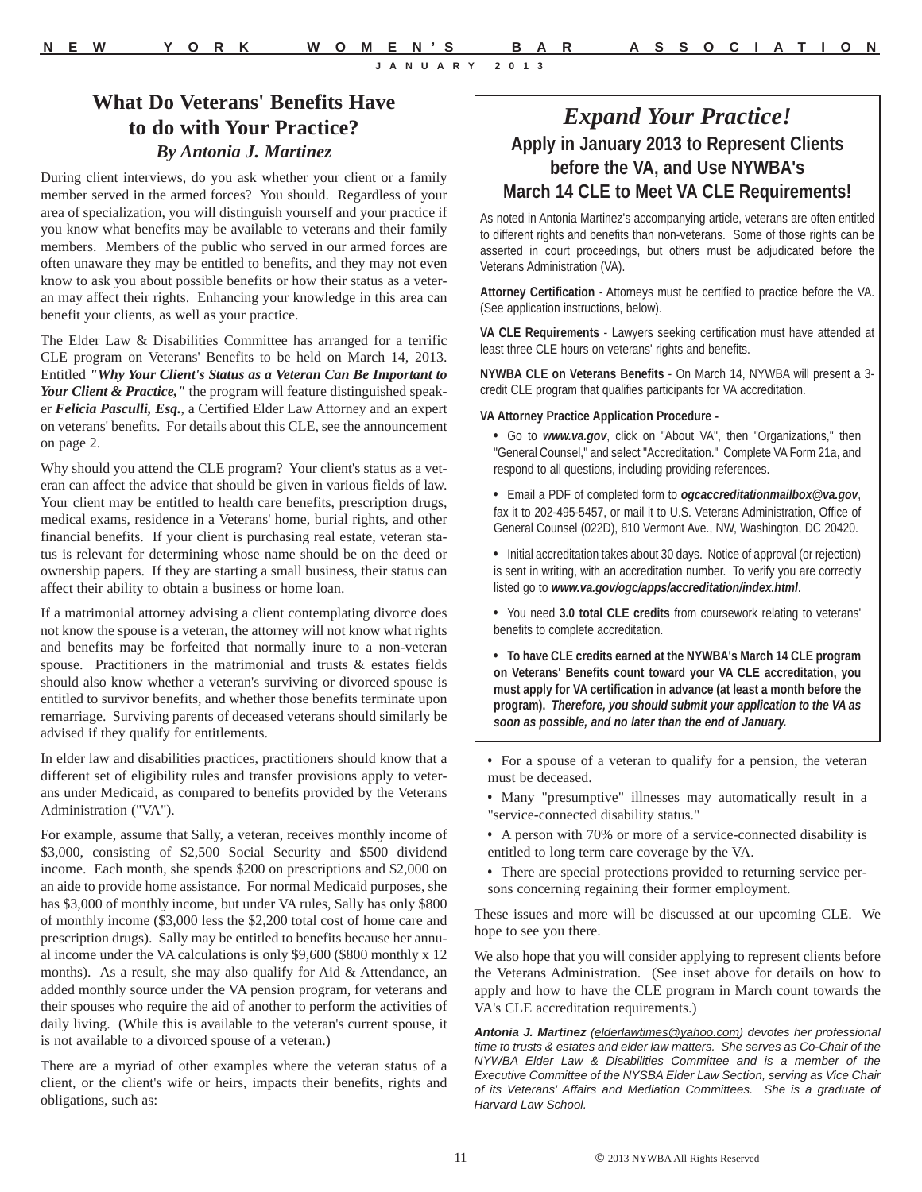# What Do Veterans' Benefits Have to do with Your Practice?

***By Antonia J. Martinez***

During client interviews, do you ask whether your client or a family member served in the armed forces? You should. Regardless of your area of specialization, you will distinguish yourself and your practice if you know what benefits may be available to veterans and their family members. Members of the public who served in our armed forces are often unaware they may be entitled to benefits, and they may not even know to ask you about possible benefits or how their status as a veteran may affect their rights. Enhancing your knowledge in this area can benefit your clients, as well as your practice.

The Elder Law & Disabilities Committee has arranged for a terrific CLE program on Veterans' Benefits to be held on March 14, 2013. Entitled ***"Why Your Client's Status as a Veteran Can Be Important to Your Client & Practice,"*** the program will feature distinguished speaker ***Felicia Pasculli, Esq.***, a Certified Elder Law Attorney and an expert on veterans' benefits. For details about this CLE, see the announcement on page 2.

Why should you attend the CLE program? Your client's status as a veteran can affect the advice that should be given in various fields of law. Your client may be entitled to health care benefits, prescription drugs, medical exams, residence in a Veterans' home, burial rights, and other financial benefits. If your client is purchasing real estate, veteran status is relevant for determining whose name should be on the deed or ownership papers. If they are starting a small business, their status can affect their ability to obtain a business or home loan.

If a matrimonial attorney advising a client contemplating divorce does not know the spouse is a veteran, the attorney will not know what rights and benefits may be forfeited that normally inure to a non-veteran spouse. Practitioners in the matrimonial and trusts & estates fields should also know whether a veteran's surviving or divorced spouse is entitled to survivor benefits, and whether those benefits terminate upon remarriage. Surviving parents of deceased veterans should similarly be advised if they qualify for entitlements.

In elder law and disabilities practices, practitioners should know that a different set of eligibility rules and transfer provisions apply to veterans under Medicaid, as compared to benefits provided by the Veterans Administration ("VA").

For example, assume that Sally, a veteran, receives monthly income of $3,000, consisting of $2,500 Social Security and $500 dividend income. Each month, she spends $200 on prescriptions and $2,000 on an aide to provide home assistance. For normal Medicaid purposes, she has $3,000 of monthly income, but under VA rules, Sally has only $800 of monthly income ($3,000 less the $2,200 total cost of home care and prescription drugs). Sally may be entitled to benefits because her annual income under the VA calculations is only $9,600 ($800 monthly x 12 months). As a result, she may also qualify for Aid & Attendance, an added monthly source under the VA pension program, for veterans and their spouses who require the aid of another to perform the activities of daily living. (While this is available to the veteran's current spouse, it is not available to a divorced spouse of a veteran.)

There are a myriad of other examples where the veteran status of a client, or the client's wife or heirs, impacts their benefits, rights and obligations, such as:

- For a spouse of a veteran to qualify for a pension, the veteran must be deceased.
- Many "presumptive" illnesses may automatically result in a "service-connected disability status."
- A person with 70% or more of a service-connected disability is entitled to long term care coverage by the VA.
- There are special protections provided to returning service persons concerning regaining their former employment.

These issues and more will be discussed at our upcoming CLE. We hope to see you there.

We also hope that you will consider applying to represent clients before the Veterans Administration. (See inset above for details on how to apply and how to have the CLE program in March count towards the VA's CLE accreditation requirements.)

***Antonia J. Martinez** (elderlawtimes@yahoo.com) devotes her professional time to trusts & estates and elder law matters. She serves as Co-Chair of the NYWBA Elder Law & Disabilities Committee and is a member of the Executive Committee of the NYSBA Elder Law Section, serving as Vice Chair of its Veterans' Affairs and Mediation Committees. She is a graduate of Harvard Law School.*

---

## *Expand Your Practice!*

### Apply in January 2013 to Represent Clients before the VA, and Use NYWBA's March 14 CLE to Meet VA CLE Requirements!

As noted in Antonia Martinez's accompanying article, veterans are often entitled to different rights and benefits than non-veterans. Some of those rights can be asserted in court proceedings, but others must be adjudicated before the Veterans Administration (VA).

**Attorney Certification** - Attorneys must be certified to practice before the VA. (See application instructions, below).

**VA CLE Requirements** - Lawyers seeking certification must have attended at least three CLE hours on veterans' rights and benefits.

**NYWBA CLE on Veterans Benefits** - On March 14, NYWBA will present a 3-credit CLE program that qualifies participants for VA accreditation.

**VA Attorney Practice Application Procedure -**

- Go to ***www.va.gov***, click on "About VA", then "Organizations," then "General Counsel," and select "Accreditation." Complete VA Form 21a, and respond to all questions, including providing references.
- Email a PDF of completed form to ***ogcaccreditationmailbox@va.gov***, fax it to 202-495-5457, or mail it to U.S. Veterans Administration, Office of General Counsel (022D), 810 Vermont Ave., NW, Washington, DC 20420.
- Initial accreditation takes about 30 days. Notice of approval (or rejection) is sent in writing, with an accreditation number. To verify you are correctly listed go to ***www.va.gov/ogc/apps/accreditation/index.html***.
- You need **3.0 total CLE credits** from coursework relating to veterans' benefits to complete accreditation.
- **To have CLE credits earned at the NYWBA's March 14 CLE program on Veterans' Benefits count toward your VA CLE accreditation, you must apply for VA certification in advance (at least a month before the program). *Therefore, you should submit your application to the VA as soon as possible, and no later than the end of January.***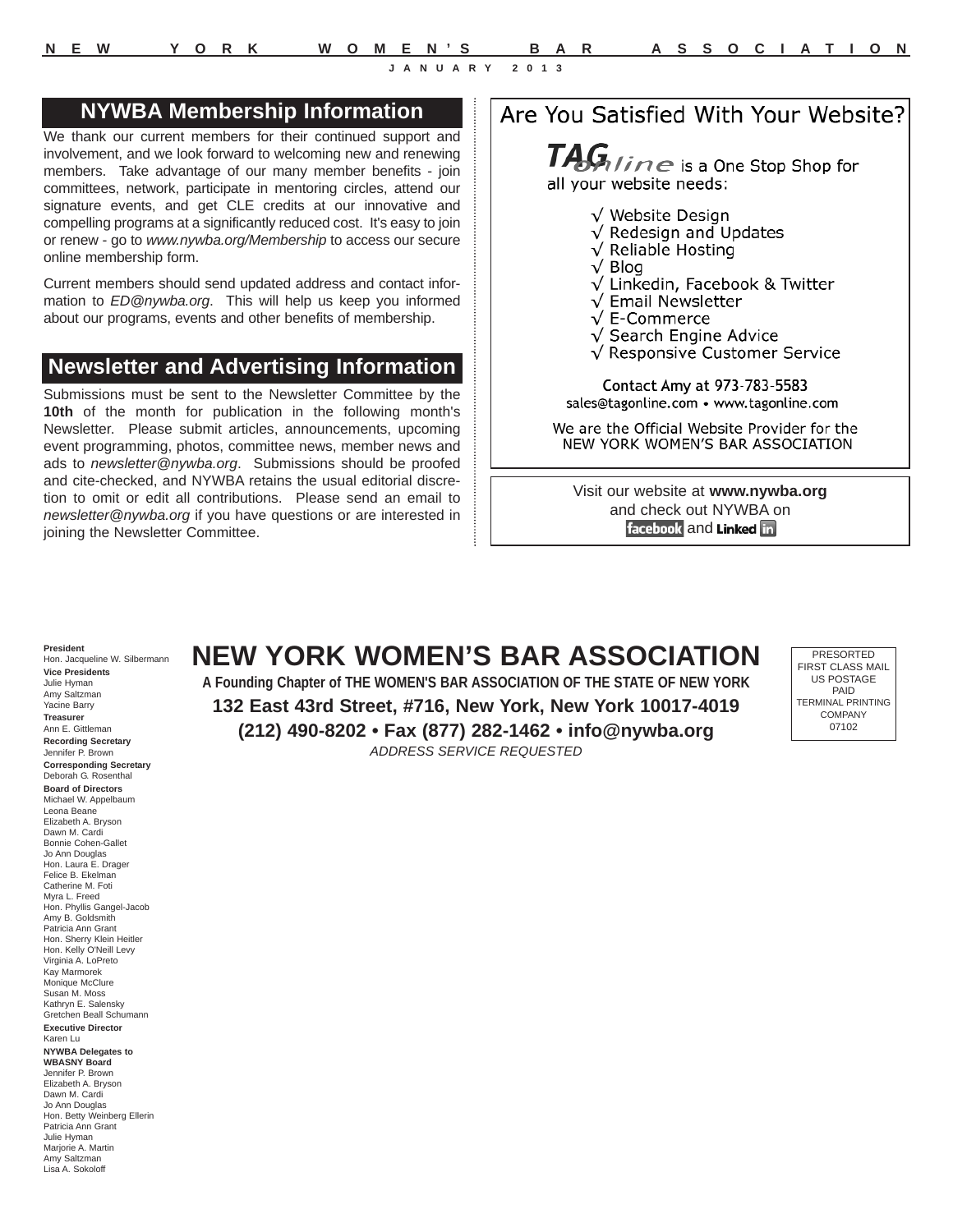## NYWBA Membership Information

We thank our current members for their continued support and involvement, and we look forward to welcoming new and renewing members. Take advantage of our many member benefits - join committees, network, participate in mentoring circles, attend our signature events, and get CLE credits at our innovative and compelling programs at a significantly reduced cost. It's easy to join or renew - go to *www.nywba.org/Membership* to access our secure online membership form.

Current members should send updated address and contact information to *ED@nywba.org*. This will help us keep you informed about our programs, events and other benefits of membership.

## Newsletter and Advertising Information

Submissions must be sent to the Newsletter Committee by the **10th** of the month for publication in the following month's Newsletter. Please submit articles, announcements, upcoming event programming, photos, committee news, member news and ads to *newsletter@nywba.org*. Submissions should be proofed and cite-checked, and NYWBA retains the usual editorial discretion to omit or edit all contributions. Please send an email to *newsletter@nywba.org* if you have questions or are interested in joining the Newsletter Committee.

## Are You Satisfied With Your Website?

TAG online is a One Stop Shop for all your website needs:

- √ Website Design
- √ Redesign and Updates
- √ Reliable Hosting
- √ Blog
- √ Linkedin, Facebook & Twitter
- √ Email Newsletter
- √ E-Commerce
- √ Search Engine Advice
- √ Responsive Customer Service

Contact Amy at 973-783-5583
sales@tagonline.com • www.tagonline.com

We are the Official Website Provider for the NEW YORK WOMEN'S BAR ASSOCIATION

Visit our website at **www.nywba.org** and check out NYWBA on facebook and LinkedIn

**President**
Hon. Jacqueline W. Silbermann
**Vice Presidents**
Julie Hyman
Amy Saltzman
Yacine Barry
**Treasurer**
Ann E. Gittleman
**Recording Secretary**
Jennifer P. Brown
**Corresponding Secretary**
Deborah G. Rosenthal
**Board of Directors**
Michael W. Appelbaum
Leona Beane
Elizabeth A. Bryson
Dawn M. Cardi
Bonnie Cohen-Gallet
Jo Ann Douglas
Hon. Laura E. Drager
Felice B. Ekelman
Catherine M. Foti
Myra L. Freed
Hon. Phyllis Gangel-Jacob
Amy B. Goldsmith
Patricia Ann Grant
Hon. Sherry Klein Heitler
Hon. Kelly O'Neill Levy
Virginia A. LoPreto
Kay Marmorek
Monique McClure
Susan M. Moss
Kathryn E. Salensky
Gretchen Beall Schumann
**Executive Director**
Karen Lu
**NYWBA Delegates to WBASNY Board**
Jennifer P. Brown
Elizabeth A. Bryson
Dawn M. Cardi
Jo Ann Douglas
Hon. Betty Weinberg Ellerin
Patricia Ann Grant
Julie Hyman
Marjorie A. Martin
Amy Saltzman
Lisa A. Sokoloff

# NEW YORK WOMEN'S BAR ASSOCIATION

**A Founding Chapter of THE WOMEN'S BAR ASSOCIATION OF THE STATE OF NEW YORK**

**132 East 43rd Street, #716, New York, New York 10017-4019**

**(212) 490-8202 • Fax (877) 282-1462 • info@nywba.org**

*ADDRESS SERVICE REQUESTED*

PRESORTED
FIRST CLASS MAIL
US POSTAGE
PAID
TERMINAL PRINTING COMPANY
07102